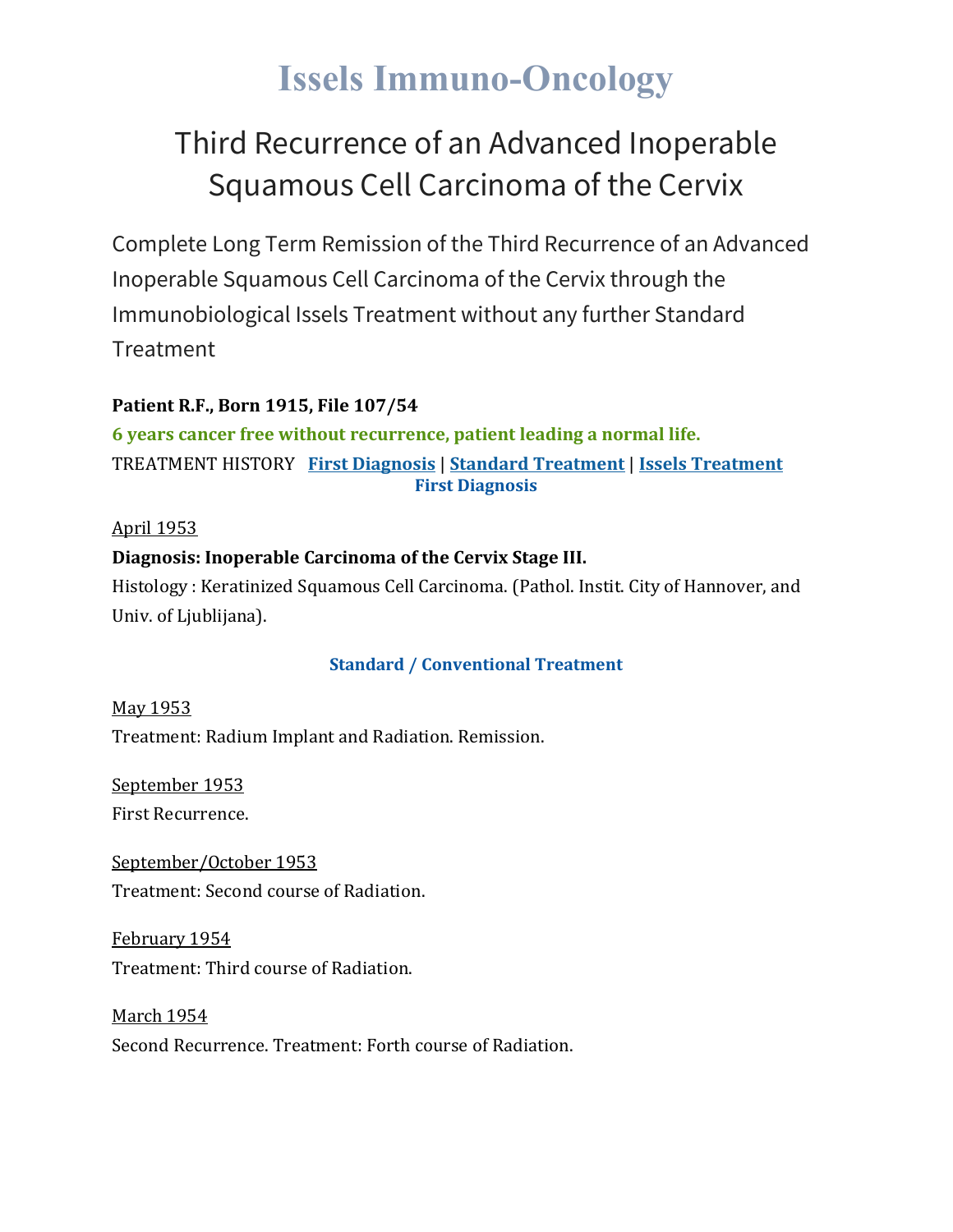# Issels Immuno-Oncology

## Third Recurrence of an Advanced Inoperable Squamous Cell Carcinoma of the Cervix

Complete Long Term Remission of the Third Recurrence of an Advanced Inoperable Squamous Cell Carcinoma of the Cervix through the Immunobiological Issels Treatment without any further Standard Treatment

**Patient R.F., Born 1915, File 107/54**

**6 years cancer free without recurrence, patient leading a normal life.**

TREATMENT HISTORY **First Diagnosis** | **Standard Treatment** | **Issels Treatment**

### First Diagnosis

April 1953

**Diagnosis: Inoperable Carcinoma of the Cervix Stage III.**

Histology : Keratinized Squamous Cell Carcinoma. (Pathol. Instit. City of Hannover, and Univ. of Ljublijana).

### Standard / Conventional Treatment

May 1953

Treatment: Radium Implant and Radiation. Remission.

September 1953

First Recurrence.

September/October 1953

Treatment: Second course of Radiation.

February 1954

Treatment: Third course of Radiation.

March 1954

Second Recurrence. Treatment: Forth course of Radiation.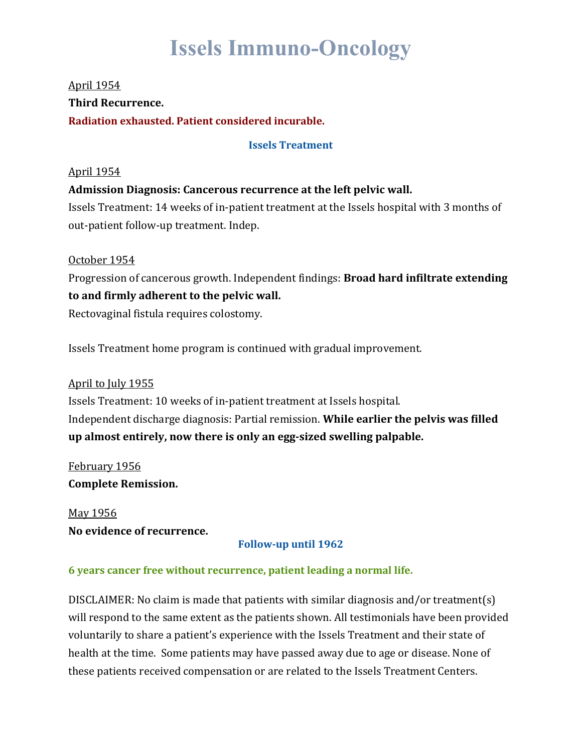# Issels Immuno-Oncology

April 1954

**Third Recurrence.**

**Radiation exhausted. Patient considered incurable.**

**Issels Treatment**

April 1954

**Admission Diagnosis: Cancerous recurrence at the left pelvic wall.**

Issels Treatment: 14 weeks of in-patient treatment at the Issels hospital with 3 months of out-patient follow-up treatment. Indep.

October 1954

Progression of cancerous growth. Independent findings: **Broad hard infiltrate extending to and firmly adherent to the pelvic wall.**

Rectovaginal fistula requires colostomy.

Issels Treatment home program is continued with gradual improvement.

April to July 1955

Issels Treatment: 10 weeks of in-patient treatment at Issels hospital.

Independent discharge diagnosis: Partial remission. **While earlier the pelvis was filled up almost entirely, now there is only an egg-sized swelling palpable.**

February 1956

**Complete Remission.**

May 1956

**No evidence of recurrence.**

**Follow-up until 1962**

**6 years cancer free without recurrence, patient leading a normal life.**

DISCLAIMER: No claim is made that patients with similar diagnosis and/or treatment(s) will respond to the same extent as the patients shown. All testimonials have been provided voluntarily to share a patient's experience with the Issels Treatment and their state of health at the time. Some patients may have passed away due to age or disease. None of these patients received compensation or are related to the Issels Treatment Centers.